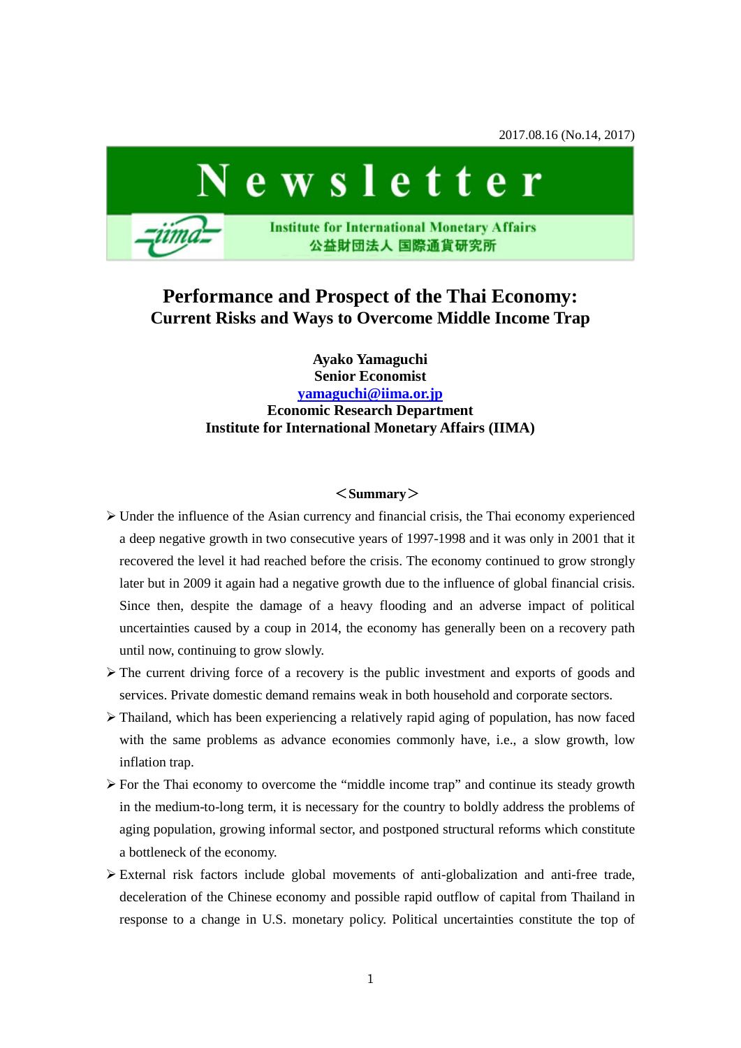2017.08.16 (No.14, 2017)

# Newsletter

Institute for International Monetary Affairs
公益財団法人 国際通貨研究所

## Performance and Prospect of the Thai Economy: Current Risks and Ways to Overcome Middle Income Trap

**Ayako Yamaguchi**
**Senior Economist**
**yamaguchi@iima.or.jp**
**Economic Research Department**
**Institute for International Monetary Affairs (IIMA)**

**＜Summary＞**

- Under the influence of the Asian currency and financial crisis, the Thai economy experienced a deep negative growth in two consecutive years of 1997-1998 and it was only in 2001 that it recovered the level it had reached before the crisis. The economy continued to grow strongly later but in 2009 it again had a negative growth due to the influence of global financial crisis. Since then, despite the damage of a heavy flooding and an adverse impact of political uncertainties caused by a coup in 2014, the economy has generally been on a recovery path until now, continuing to grow slowly.
- The current driving force of a recovery is the public investment and exports of goods and services. Private domestic demand remains weak in both household and corporate sectors.
- Thailand, which has been experiencing a relatively rapid aging of population, has now faced with the same problems as advance economies commonly have, i.e., a slow growth, low inflation trap.
- For the Thai economy to overcome the "middle income trap" and continue its steady growth in the medium-to-long term, it is necessary for the country to boldly address the problems of aging population, growing informal sector, and postponed structural reforms which constitute a bottleneck of the economy.
- External risk factors include global movements of anti-globalization and anti-free trade, deceleration of the Chinese economy and possible rapid outflow of capital from Thailand in response to a change in U.S. monetary policy. Political uncertainties constitute the top of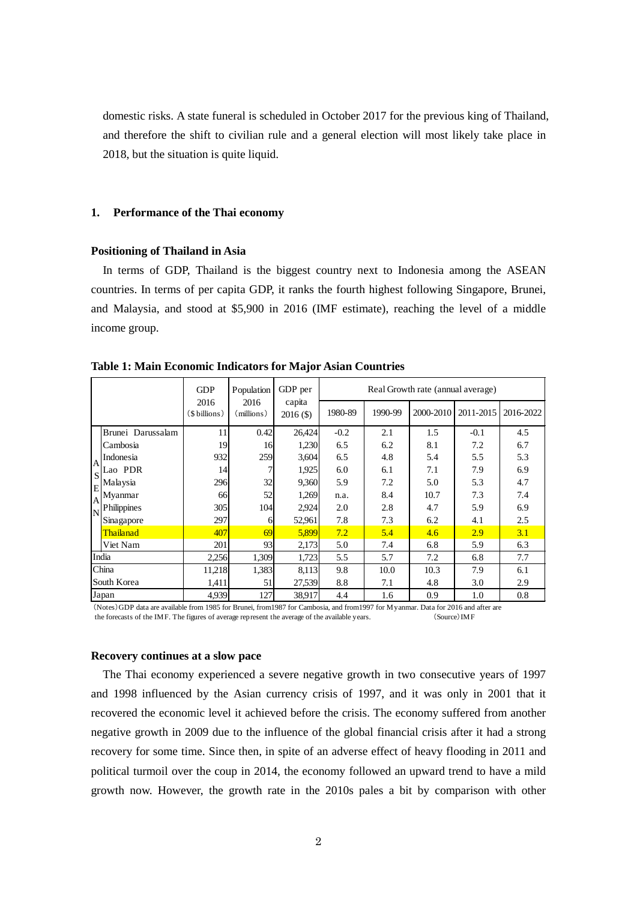domestic risks. A state funeral is scheduled in October 2017 for the previous king of Thailand, and therefore the shift to civilian rule and a general election will most likely take place in 2018, but the situation is quite liquid.

## 1. Performance of the Thai economy

### Positioning of Thailand in Asia

In terms of GDP, Thailand is the biggest country next to Indonesia among the ASEAN countries. In terms of per capita GDP, it ranks the fourth highest following Singapore, Brunei, and Malaysia, and stood at $5,900 in 2016 (IMF estimate), reaching the level of a middle income group.

**Table 1: Main Economic Indicators for Major Asian Countries**

| | | GDP 2016 ($ billions) | Population 2016 (millions) | GDP per capita 2016 ($) | Real Growth rate (annual average) | | | | |
|---|---|---|---|---|---|---|---|---|---|
| | | | | | 1980-89 | 1990-99 | 2000-2010 | 2011-2015 | 2016-2022 |
| ASEAN | Brunei Darussalam | 11 | 0.42 | 26,424 | -0.2 | 2.1 | 1.5 | -0.1 | 4.5 |
| | Cambosia | 19 | 16 | 1,230 | 6.5 | 6.2 | 8.1 | 7.2 | 6.7 |
| | Indonesia | 932 | 259 | 3,604 | 6.5 | 4.8 | 5.4 | 5.5 | 5.3 |
| | Lao PDR | 14 | 7 | 1,925 | 6.0 | 6.1 | 7.1 | 7.9 | 6.9 |
| | Malaysia | 296 | 32 | 9,360 | 5.9 | 7.2 | 5.0 | 5.3 | 4.7 |
| | Myanmar | 66 | 52 | 1,269 | n.a. | 8.4 | 10.7 | 7.3 | 7.4 |
| | Philippines | 305 | 104 | 2,924 | 2.0 | 2.8 | 4.7 | 5.9 | 6.9 |
| | Sinagapore | 297 | 6 | 52,961 | 7.8 | 7.3 | 6.2 | 4.1 | 2.5 |
| | Thailanad | 407 | 69 | 5,899 | 7.2 | 5.4 | 4.6 | 2.9 | 3.1 |
| | Viet Nam | 201 | 93 | 2,173 | 5.0 | 7.4 | 6.8 | 5.9 | 6.3 |
| India | | 2,256 | 1,309 | 1,723 | 5.5 | 5.7 | 7.2 | 6.8 | 7.7 |
| China | | 11,218 | 1,383 | 8,113 | 9.8 | 10.0 | 10.3 | 7.9 | 6.1 |
| South Korea | | 1,411 | 51 | 27,539 | 8.8 | 7.1 | 4.8 | 3.0 | 2.9 |
| Japan | | 4,939 | 127 | 38,917 | 4.4 | 1.6 | 0.9 | 1.0 | 0.8 |

(Notes) GDP data are available from 1985 for Brunei, from1987 for Cambosia, and from1997 for Myanmar. Data for 2016 and after are the forecasts of the IMF. The figures of average represent the average of the available years. (Source) IMF

### Recovery continues at a slow pace

The Thai economy experienced a severe negative growth in two consecutive years of 1997 and 1998 influenced by the Asian currency crisis of 1997, and it was only in 2001 that it recovered the economic level it achieved before the crisis. The economy suffered from another negative growth in 2009 due to the influence of the global financial crisis after it had a strong recovery for some time. Since then, in spite of an adverse effect of heavy flooding in 2011 and political turmoil over the coup in 2014, the economy followed an upward trend to have a mild growth now. However, the growth rate in the 2010s pales a bit by comparison with other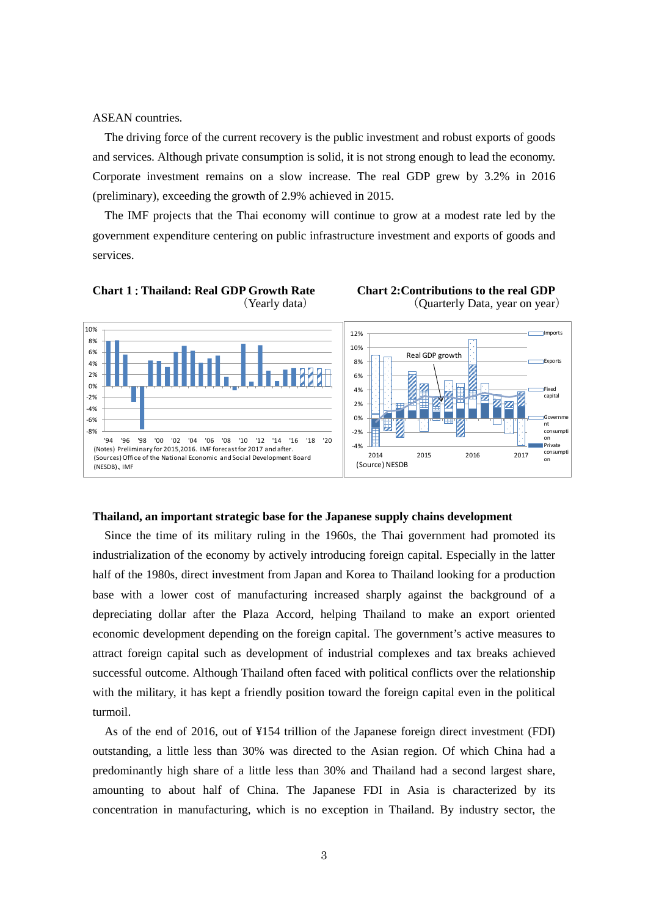ASEAN countries.

The driving force of the current recovery is the public investment and robust exports of goods and services. Although private consumption is solid, it is not strong enough to lead the economy. Corporate investment remains on a slow increase. The real GDP grew by 3.2% in 2016 (preliminary), exceeding the growth of 2.9% achieved in 2015.

The IMF projects that the Thai economy will continue to grow at a modest rate led by the government expenditure centering on public infrastructure investment and exports of goods and services.

**Chart 1 : Thailand: Real GDP Growth Rate**
（Yearly data）

(Notes) Preliminary for 2015,2016. IMF forecast for 2017 and after.
(Sources) Office of the National Economic and Social Development Board (NESDB)、IMF

**Chart 2:Contributions to the real GDP**
（Quarterly Data, year on year）

(Source) NESDB

### Thailand, an important strategic base for the Japanese supply chains development

Since the time of its military ruling in the 1960s, the Thai government had promoted its industrialization of the economy by actively introducing foreign capital. Especially in the latter half of the 1980s, direct investment from Japan and Korea to Thailand looking for a production base with a lower cost of manufacturing increased sharply against the background of a depreciating dollar after the Plaza Accord, helping Thailand to make an export oriented economic development depending on the foreign capital. The government's active measures to attract foreign capital such as development of industrial complexes and tax breaks achieved successful outcome. Although Thailand often faced with political conflicts over the relationship with the military, it has kept a friendly position toward the foreign capital even in the political turmoil.

As of the end of 2016, out of ¥154 trillion of the Japanese foreign direct investment (FDI) outstanding, a little less than 30% was directed to the Asian region. Of which China had a predominantly high share of a little less than 30% and Thailand had a second largest share, amounting to about half of China. The Japanese FDI in Asia is characterized by its concentration in manufacturing, which is no exception in Thailand. By industry sector, the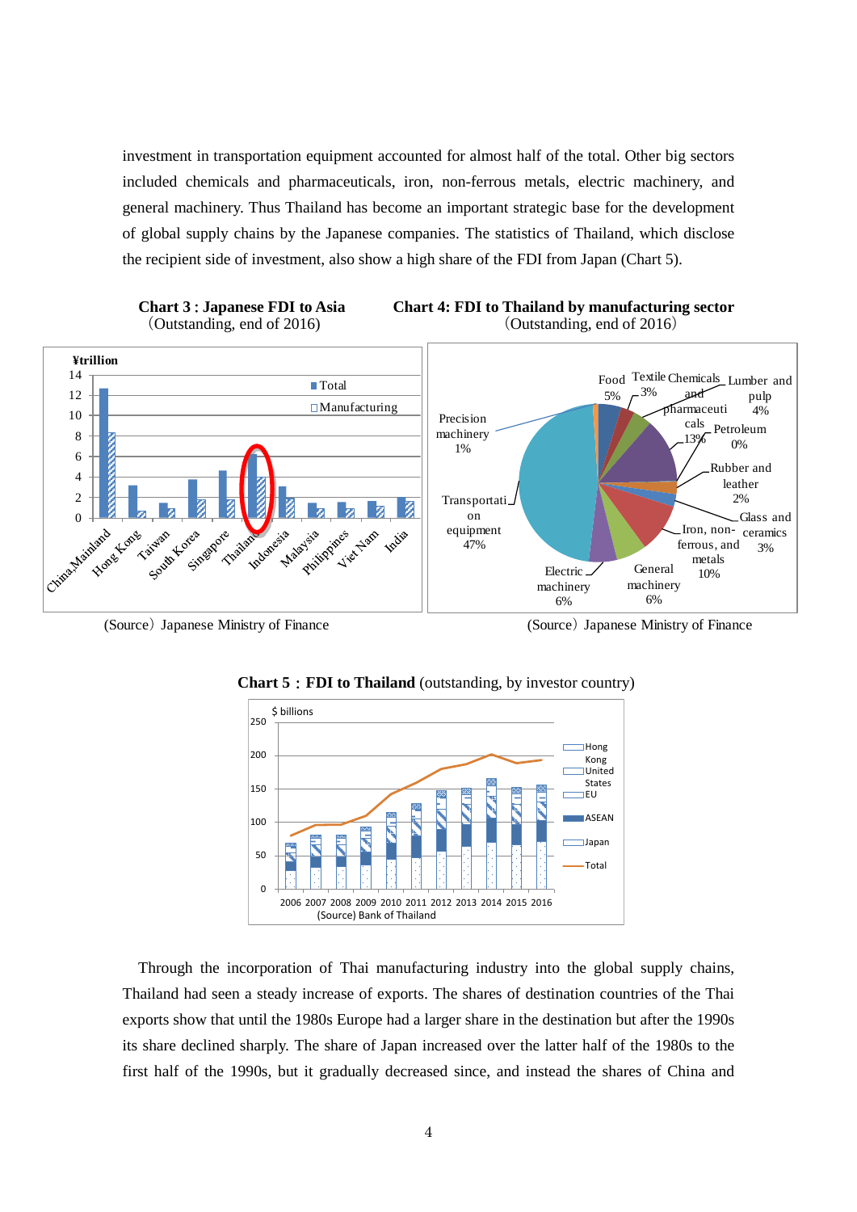investment in transportation equipment accounted for almost half of the total. Other big sectors included chemicals and pharmaceuticals, iron, non-ferrous metals, electric machinery, and general machinery. Thus Thailand has become an important strategic base for the development of global supply chains by the Japanese companies. The statistics of Thailand, which disclose the recipient side of investment, also show a high share of the FDI from Japan (Chart 5).

**Chart 3 : Japanese FDI to Asia**
(Outstanding, end of 2016)

(Source) Japanese Ministry of Finance

**Chart 4: FDI to Thailand by manufacturing sector**
(Outstanding, end of 2016)

(Source) Japanese Ministry of Finance

**Chart 5 : FDI to Thailand** (outstanding, by investor country)

(Source) Bank of Thailand

Through the incorporation of Thai manufacturing industry into the global supply chains, Thailand had seen a steady increase of exports. The shares of destination countries of the Thai exports show that until the 1980s Europe had a larger share in the destination but after the 1990s its share declined sharply. The share of Japan increased over the latter half of the 1980s to the first half of the 1990s, but it gradually decreased since, and instead the shares of China and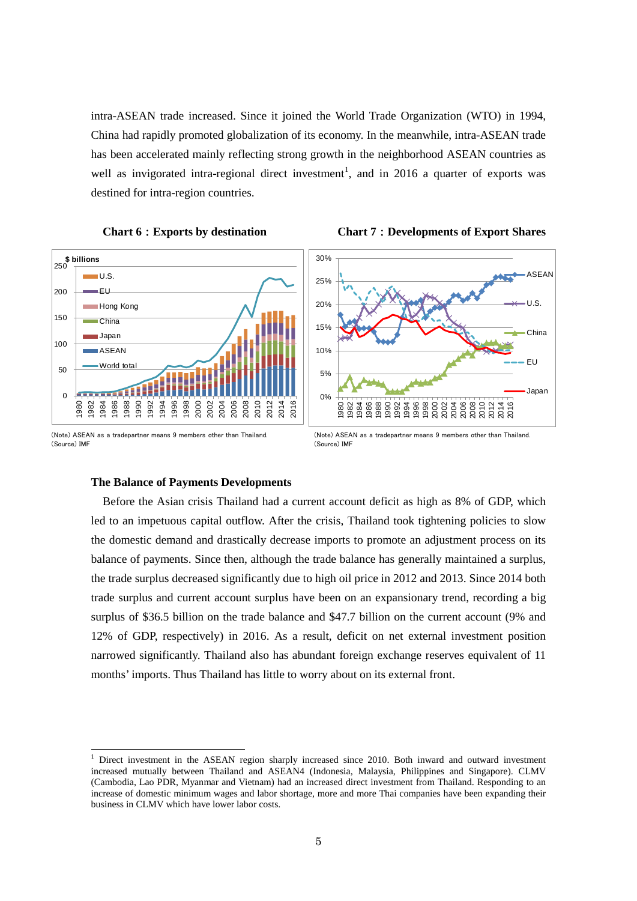intra-ASEAN trade increased. Since it joined the World Trade Organization (WTO) in 1994, China had rapidly promoted globalization of its economy. In the meanwhile, intra-ASEAN trade has been accelerated mainly reflecting strong growth in the neighborhood ASEAN countries as well as invigorated intra-regional direct investment[1], and in 2016 a quarter of exports was destined for intra-region countries.

**Chart 6：Exports by destination**

(Note) ASEAN as a tradepartner means 9 members other than Thailand.
(Source) IMF

**Chart 7：Developments of Export Shares**

(Note) ASEAN as a tradepartner means 9 members other than Thailand.
(Source) IMF

### The Balance of Payments Developments

Before the Asian crisis Thailand had a current account deficit as high as 8% of GDP, which led to an impetuous capital outflow. After the crisis, Thailand took tightening policies to slow the domestic demand and drastically decrease imports to promote an adjustment process on its balance of payments. Since then, although the trade balance has generally maintained a surplus, the trade surplus decreased significantly due to high oil price in 2012 and 2013. Since 2014 both trade surplus and current account surplus have been on an expansionary trend, recording a big surplus of $36.5 billion on the trade balance and $47.7 billion on the current account (9% and 12% of GDP, respectively) in 2016. As a result, deficit on net external investment position narrowed significantly. Thailand also has abundant foreign exchange reserves equivalent of 11 months' imports. Thus Thailand has little to worry about on its external front.

---

[1] Direct investment in the ASEAN region sharply increased since 2010. Both inward and outward investment increased mutually between Thailand and ASEAN4 (Indonesia, Malaysia, Philippines and Singapore). CLMV (Cambodia, Lao PDR, Myanmar and Vietnam) had an increased direct investment from Thailand. Responding to an increase of domestic minimum wages and labor shortage, more and more Thai companies have been expanding their business in CLMV which have lower labor costs.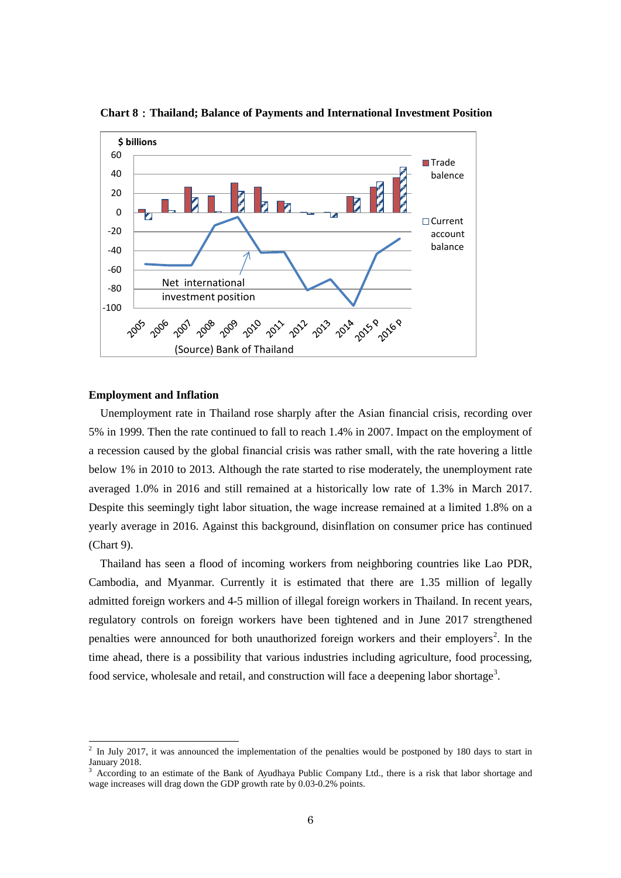**Chart 8：Thailand; Balance of Payments and International Investment Position**

### Employment and Inflation

Unemployment rate in Thailand rose sharply after the Asian financial crisis, recording over 5% in 1999. Then the rate continued to fall to reach 1.4% in 2007. Impact on the employment of a recession caused by the global financial crisis was rather small, with the rate hovering a little below 1% in 2010 to 2013. Although the rate started to rise moderately, the unemployment rate averaged 1.0% in 2016 and still remained at a historically low rate of 1.3% in March 2017. Despite this seemingly tight labor situation, the wage increase remained at a limited 1.8% on a yearly average in 2016. Against this background, disinflation on consumer price has continued (Chart 9).

Thailand has seen a flood of incoming workers from neighboring countries like Lao PDR, Cambodia, and Myanmar. Currently it is estimated that there are 1.35 million of legally admitted foreign workers and 4-5 million of illegal foreign workers in Thailand. In recent years, regulatory controls on foreign workers have been tightened and in June 2017 strengthened penalties were announced for both unauthorized foreign workers and their employers[2]. In the time ahead, there is a possibility that various industries including agriculture, food processing, food service, wholesale and retail, and construction will face a deepening labor shortage[3].

---

[2] In July 2017, it was announced the implementation of the penalties would be postponed by 180 days to start in January 2018.

[3] According to an estimate of the Bank of Ayudhaya Public Company Ltd., there is a risk that labor shortage and wage increases will drag down the GDP growth rate by 0.03-0.2% points.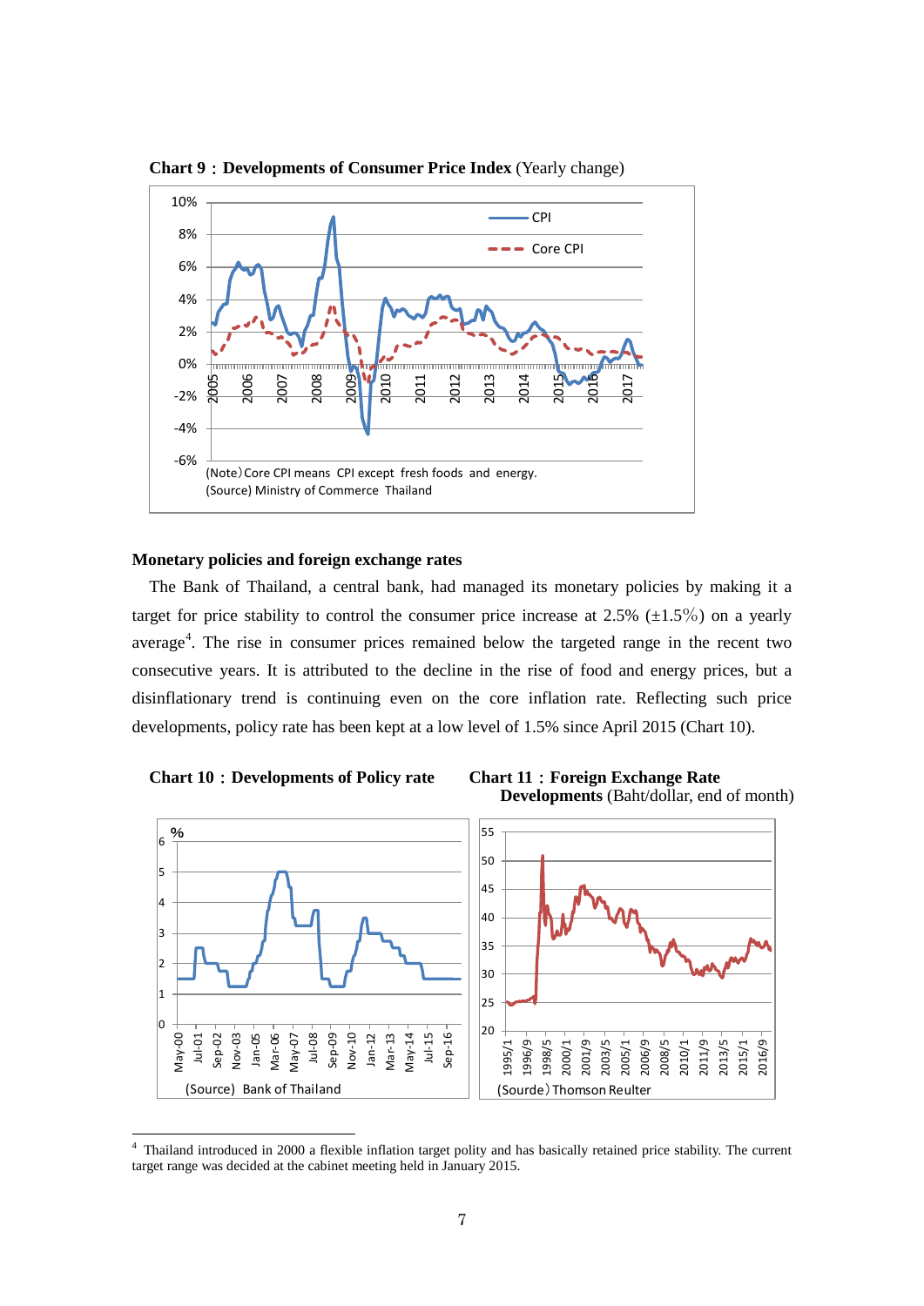**Chart 9：Developments of Consumer Price Index** (Yearly change)

(Note) Core CPI means CPI except fresh foods and energy.
(Source) Ministry of Commerce Thailand

**Monetary policies and foreign exchange rates**

The Bank of Thailand, a central bank, had managed its monetary policies by making it a target for price stability to control the consumer price increase at 2.5% (±1.5%) on a yearly average[4]. The rise in consumer prices remained below the targeted range in the recent two consecutive years. It is attributed to the decline in the rise of food and energy prices, but a disinflationary trend is continuing even on the core inflation rate. Reflecting such price developments, policy rate has been kept at a low level of 1.5% since April 2015 (Chart 10).

**Chart 10：Developments of Policy rate**

(Source) Bank of Thailand

**Chart 11：Foreign Exchange Rate Developments** (Baht/dollar, end of month)

(Sourde) Thomson Reulter

[4] Thailand introduced in 2000 a flexible inflation target polity and has basically retained price stability. The current target range was decided at the cabinet meeting held in January 2015.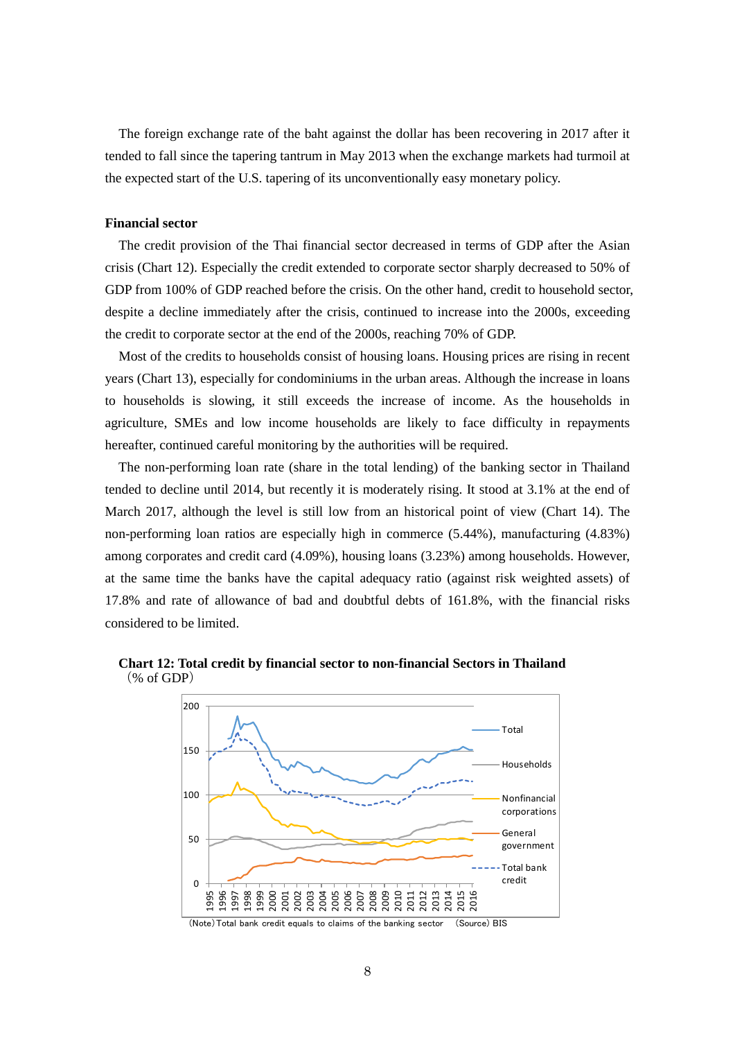The foreign exchange rate of the baht against the dollar has been recovering in 2017 after it tended to fall since the tapering tantrum in May 2013 when the exchange markets had turmoil at the expected start of the U.S. tapering of its unconventionally easy monetary policy.

**Financial sector**

The credit provision of the Thai financial sector decreased in terms of GDP after the Asian crisis (Chart 12). Especially the credit extended to corporate sector sharply decreased to 50% of GDP from 100% of GDP reached before the crisis. On the other hand, credit to household sector, despite a decline immediately after the crisis, continued to increase into the 2000s, exceeding the credit to corporate sector at the end of the 2000s, reaching 70% of GDP.

Most of the credits to households consist of housing loans. Housing prices are rising in recent years (Chart 13), especially for condominiums in the urban areas. Although the increase in loans to households is slowing, it still exceeds the increase of income. As the households in agriculture, SMEs and low income households are likely to face difficulty in repayments hereafter, continued careful monitoring by the authorities will be required.

The non-performing loan rate (share in the total lending) of the banking sector in Thailand tended to decline until 2014, but recently it is moderately rising. It stood at 3.1% at the end of March 2017, although the level is still low from an historical point of view (Chart 14). The non-performing loan ratios are especially high in commerce (5.44%), manufacturing (4.83%) among corporates and credit card (4.09%), housing loans (3.23%) among households. However, at the same time the banks have the capital adequacy ratio (against risk weighted assets) of 17.8% and rate of allowance of bad and doubtful debts of 161.8%, with the financial risks considered to be limited.

**Chart 12: Total credit by financial sector to non-financial Sectors in Thailand**
（% of GDP）

(Note) Total bank credit equals to claims of the banking sector (Source) BIS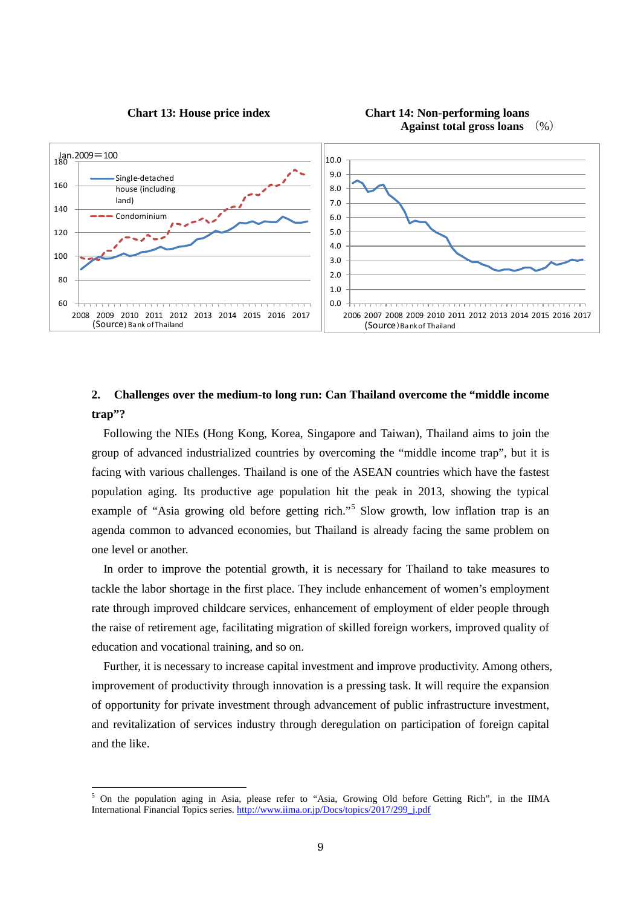**Chart 13: House price index**

Jan.2009＝100

- Single-detached house (including land)
- Condominium

(Source) Bank of Thailand

**Chart 14: Non-performing loans Against total gross loans** （%）

(Source) Bank of Thailand

## 2. Challenges over the medium-to long run: Can Thailand overcome the "middle income trap"?

Following the NIEs (Hong Kong, Korea, Singapore and Taiwan), Thailand aims to join the group of advanced industrialized countries by overcoming the "middle income trap", but it is facing with various challenges. Thailand is one of the ASEAN countries which have the fastest population aging. Its productive age population hit the peak in 2013, showing the typical example of "Asia growing old before getting rich."[5] Slow growth, low inflation trap is an agenda common to advanced economies, but Thailand is already facing the same problem on one level or another.

In order to improve the potential growth, it is necessary for Thailand to take measures to tackle the labor shortage in the first place. They include enhancement of women's employment rate through improved childcare services, enhancement of employment of elder people through the raise of retirement age, facilitating migration of skilled foreign workers, improved quality of education and vocational training, and so on.

Further, it is necessary to increase capital investment and improve productivity. Among others, improvement of productivity through innovation is a pressing task. It will require the expansion of opportunity for private investment through advancement of public infrastructure investment, and revitalization of services industry through deregulation on participation of foreign capital and the like.

---

[5] On the population aging in Asia, please refer to "Asia, Growing Old before Getting Rich", in the IIMA International Financial Topics series. http://www.iima.or.jp/Docs/topics/2017/299_j.pdf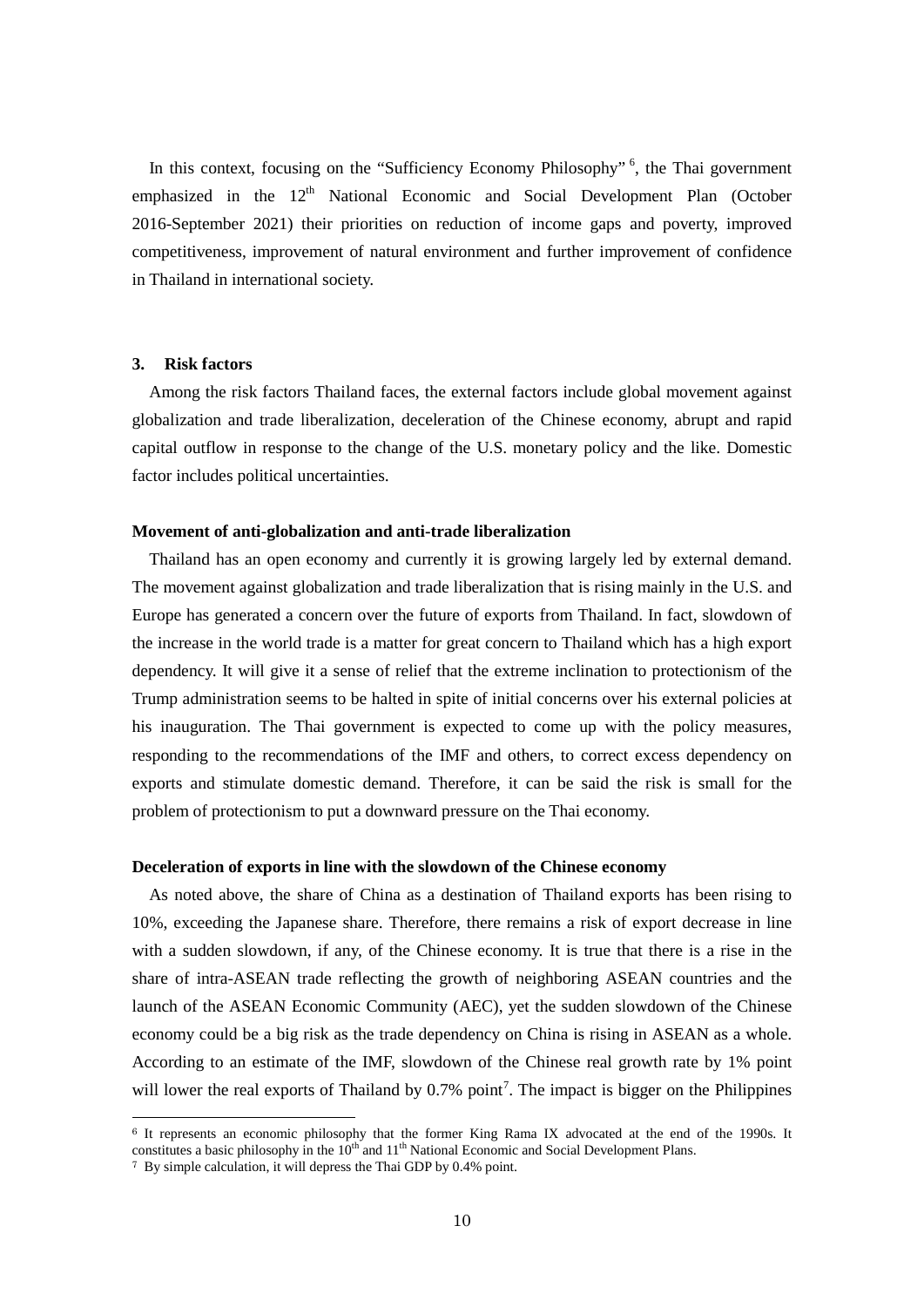In this context, focusing on the "Sufficiency Economy Philosophy" [6], the Thai government emphasized in the 12th National Economic and Social Development Plan (October 2016-September 2021) their priorities on reduction of income gaps and poverty, improved competitiveness, improvement of natural environment and further improvement of confidence in Thailand in international society.

## 3. Risk factors

Among the risk factors Thailand faces, the external factors include global movement against globalization and trade liberalization, deceleration of the Chinese economy, abrupt and rapid capital outflow in response to the change of the U.S. monetary policy and the like. Domestic factor includes political uncertainties.

### Movement of anti-globalization and anti-trade liberalization

Thailand has an open economy and currently it is growing largely led by external demand. The movement against globalization and trade liberalization that is rising mainly in the U.S. and Europe has generated a concern over the future of exports from Thailand. In fact, slowdown of the increase in the world trade is a matter for great concern to Thailand which has a high export dependency. It will give it a sense of relief that the extreme inclination to protectionism of the Trump administration seems to be halted in spite of initial concerns over his external policies at his inauguration. The Thai government is expected to come up with the policy measures, responding to the recommendations of the IMF and others, to correct excess dependency on exports and stimulate domestic demand. Therefore, it can be said the risk is small for the problem of protectionism to put a downward pressure on the Thai economy.

### Deceleration of exports in line with the slowdown of the Chinese economy

As noted above, the share of China as a destination of Thailand exports has been rising to 10%, exceeding the Japanese share. Therefore, there remains a risk of export decrease in line with a sudden slowdown, if any, of the Chinese economy. It is true that there is a rise in the share of intra-ASEAN trade reflecting the growth of neighboring ASEAN countries and the launch of the ASEAN Economic Community (AEC), yet the sudden slowdown of the Chinese economy could be a big risk as the trade dependency on China is rising in ASEAN as a whole. According to an estimate of the IMF, slowdown of the Chinese real growth rate by 1% point will lower the real exports of Thailand by 0.7% point[7]. The impact is bigger on the Philippines

---

[6] It represents an economic philosophy that the former King Rama IX advocated at the end of the 1990s. It constitutes a basic philosophy in the 10th and 11th National Economic and Social Development Plans.

[7] By simple calculation, it will depress the Thai GDP by 0.4% point.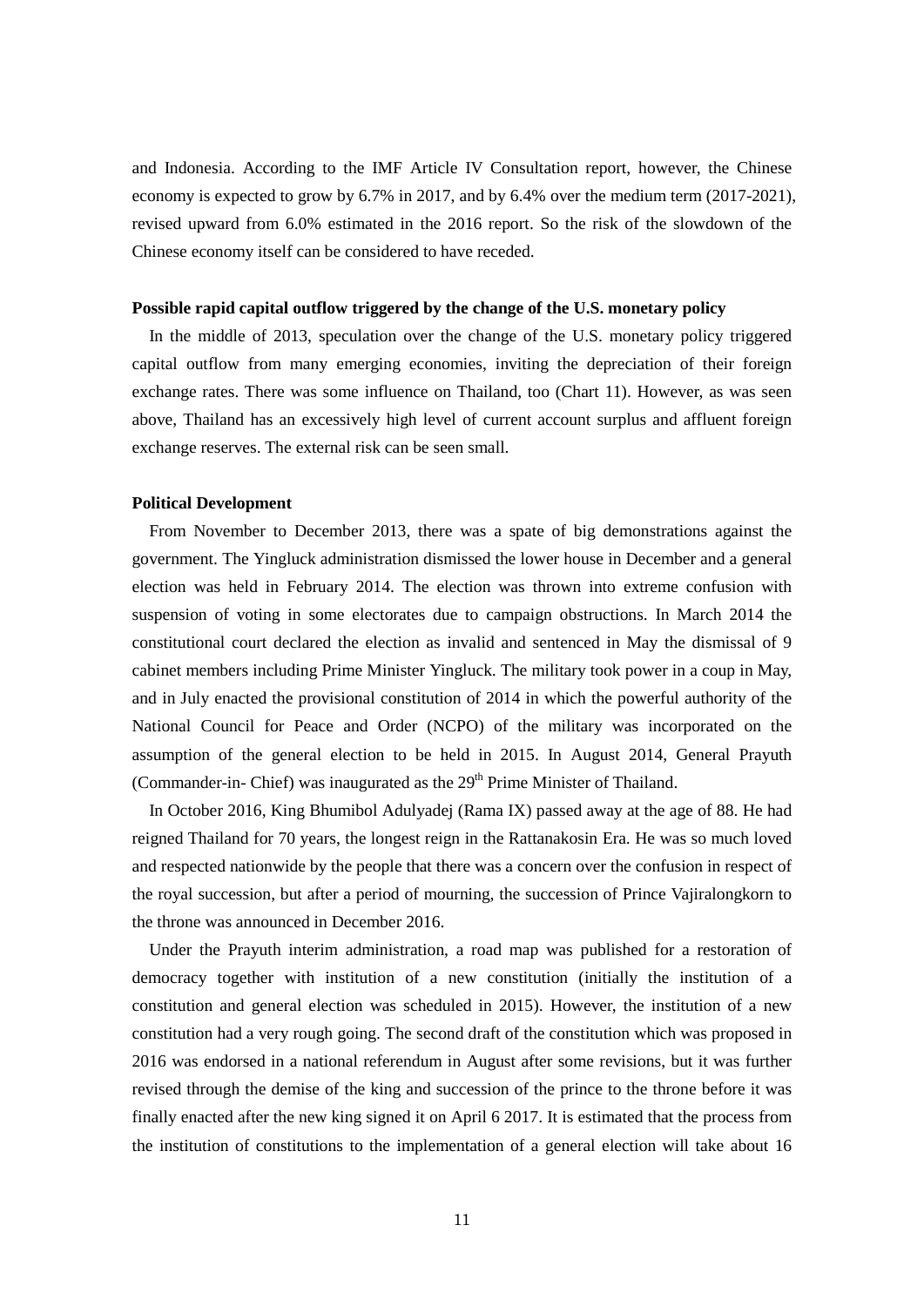and Indonesia. According to the IMF Article IV Consultation report, however, the Chinese economy is expected to grow by 6.7% in 2017, and by 6.4% over the medium term (2017-2021), revised upward from 6.0% estimated in the 2016 report. So the risk of the slowdown of the Chinese economy itself can be considered to have receded.

**Possible rapid capital outflow triggered by the change of the U.S. monetary policy**

In the middle of 2013, speculation over the change of the U.S. monetary policy triggered capital outflow from many emerging economies, inviting the depreciation of their foreign exchange rates. There was some influence on Thailand, too (Chart 11). However, as was seen above, Thailand has an excessively high level of current account surplus and affluent foreign exchange reserves. The external risk can be seen small.

**Political Development**

From November to December 2013, there was a spate of big demonstrations against the government. The Yingluck administration dismissed the lower house in December and a general election was held in February 2014. The election was thrown into extreme confusion with suspension of voting in some electorates due to campaign obstructions. In March 2014 the constitutional court declared the election as invalid and sentenced in May the dismissal of 9 cabinet members including Prime Minister Yingluck. The military took power in a coup in May, and in July enacted the provisional constitution of 2014 in which the powerful authority of the National Council for Peace and Order (NCPO) of the military was incorporated on the assumption of the general election to be held in 2015. In August 2014, General Prayuth (Commander-in- Chief) was inaugurated as the 29th Prime Minister of Thailand.

In October 2016, King Bhumibol Adulyadej (Rama IX) passed away at the age of 88. He had reigned Thailand for 70 years, the longest reign in the Rattanakosin Era. He was so much loved and respected nationwide by the people that there was a concern over the confusion in respect of the royal succession, but after a period of mourning, the succession of Prince Vajiralongkorn to the throne was announced in December 2016.

Under the Prayuth interim administration, a road map was published for a restoration of democracy together with institution of a new constitution (initially the institution of a constitution and general election was scheduled in 2015). However, the institution of a new constitution had a very rough going. The second draft of the constitution which was proposed in 2016 was endorsed in a national referendum in August after some revisions, but it was further revised through the demise of the king and succession of the prince to the throne before it was finally enacted after the new king signed it on April 6 2017. It is estimated that the process from the institution of constitutions to the implementation of a general election will take about 16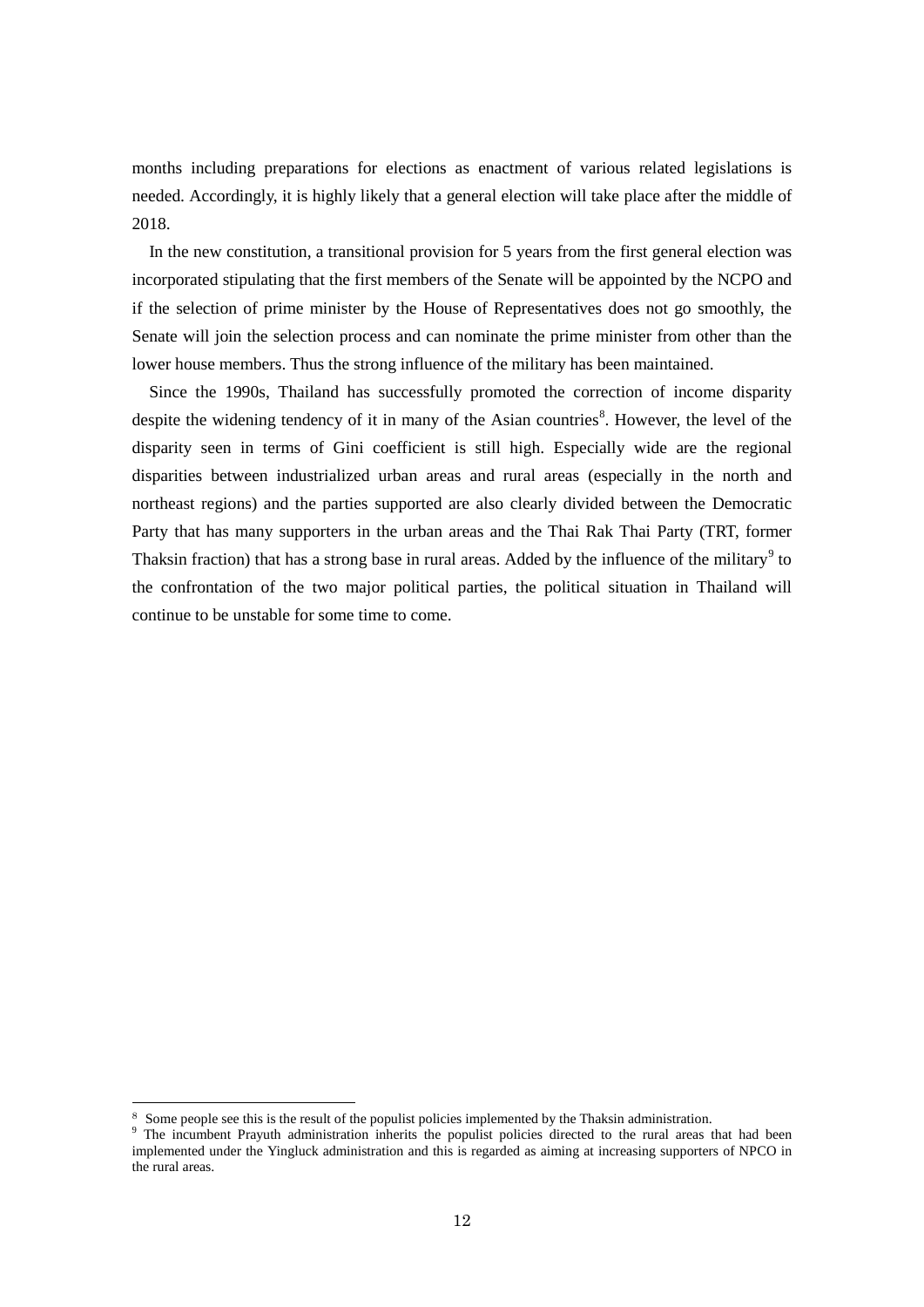months including preparations for elections as enactment of various related legislations is needed. Accordingly, it is highly likely that a general election will take place after the middle of 2018.

In the new constitution, a transitional provision for 5 years from the first general election was incorporated stipulating that the first members of the Senate will be appointed by the NCPO and if the selection of prime minister by the House of Representatives does not go smoothly, the Senate will join the selection process and can nominate the prime minister from other than the lower house members. Thus the strong influence of the military has been maintained.

Since the 1990s, Thailand has successfully promoted the correction of income disparity despite the widening tendency of it in many of the Asian countries[8]. However, the level of the disparity seen in terms of Gini coefficient is still high. Especially wide are the regional disparities between industrialized urban areas and rural areas (especially in the north and northeast regions) and the parties supported are also clearly divided between the Democratic Party that has many supporters in the urban areas and the Thai Rak Thai Party (TRT, former Thaksin fraction) that has a strong base in rural areas. Added by the influence of the military[9] to the confrontation of the two major political parties, the political situation in Thailand will continue to be unstable for some time to come.

---

[8] Some people see this is the result of the populist policies implemented by the Thaksin administration.

[9] The incumbent Prayuth administration inherits the populist policies directed to the rural areas that had been implemented under the Yingluck administration and this is regarded as aiming at increasing supporters of NPCO in the rural areas.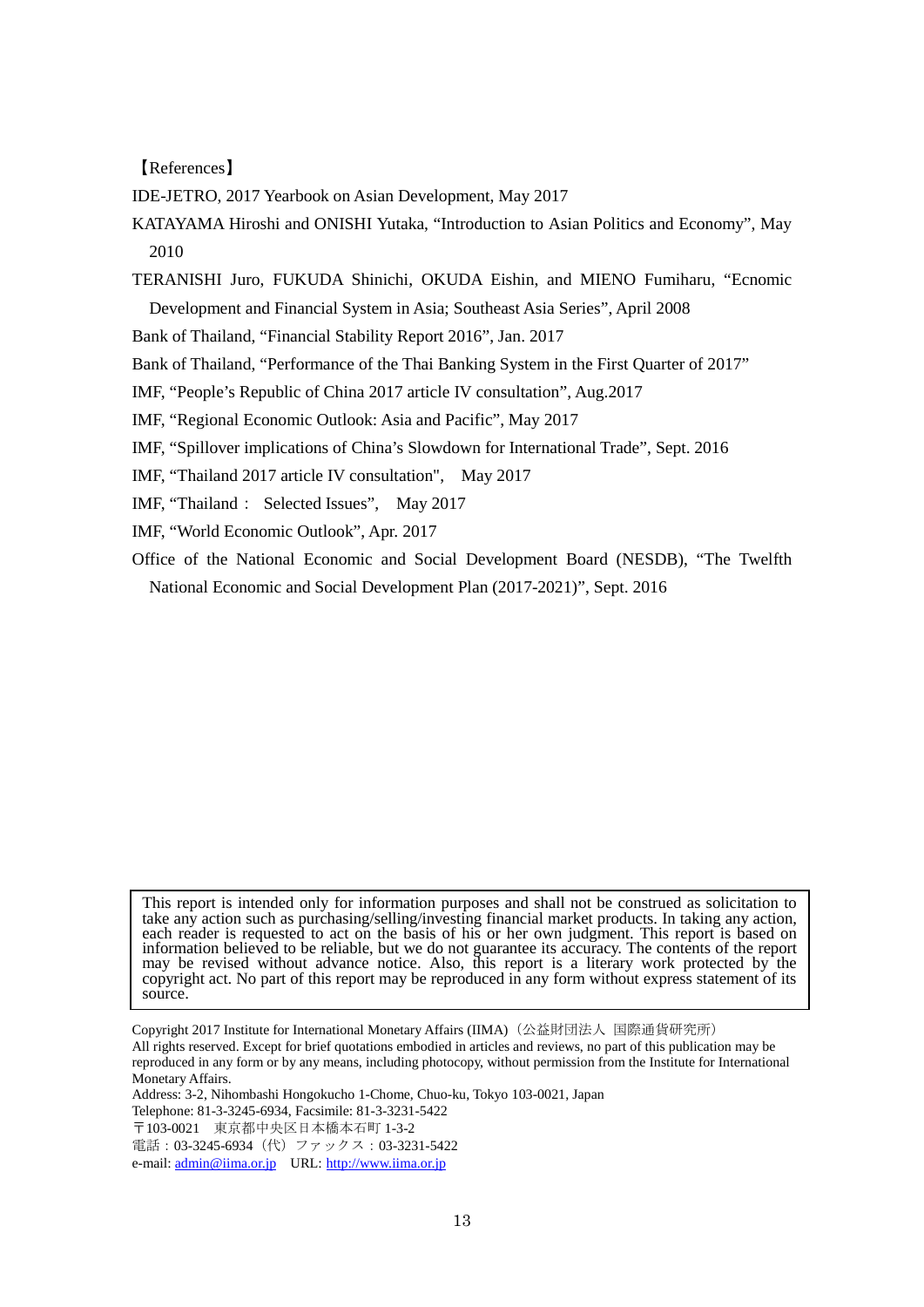【References】

IDE-JETRO, 2017 Yearbook on Asian Development, May 2017

KATAYAMA Hiroshi and ONISHI Yutaka, "Introduction to Asian Politics and Economy", May 2010

TERANISHI Juro, FUKUDA Shinichi, OKUDA Eishin, and MIENO Fumiharu, "Ecnomic Development and Financial System in Asia; Southeast Asia Series", April 2008

Bank of Thailand, "Financial Stability Report 2016", Jan. 2017

Bank of Thailand, "Performance of the Thai Banking System in the First Quarter of 2017"

IMF, "People's Republic of China 2017 article IV consultation", Aug.2017

IMF, "Regional Economic Outlook: Asia and Pacific", May 2017

IMF, "Spillover implications of China's Slowdown for International Trade", Sept. 2016

IMF, "Thailand 2017 article IV consultation", May 2017

IMF, "Thailand： Selected Issues", May 2017

IMF, "World Economic Outlook", Apr. 2017

Office of the National Economic and Social Development Board (NESDB), "The Twelfth National Economic and Social Development Plan (2017-2021)", Sept. 2016

---

This report is intended only for information purposes and shall not be construed as solicitation to take any action such as purchasing/selling/investing financial market products. In taking any action, each reader is requested to act on the basis of his or her own judgment. This report is based on information believed to be reliable, but we do not guarantee its accuracy. The contents of the report may be revised without advance notice. Also, this report is a literary work protected by the copyright act. No part of this report may be reproduced in any form without express statement of its source.

---

Copyright 2017 Institute for International Monetary Affairs (IIMA)（公益財団法人 国際通貨研究所）
All rights reserved. Except for brief quotations embodied in articles and reviews, no part of this publication may be reproduced in any form or by any means, including photocopy, without permission from the Institute for International Monetary Affairs.
Address: 3-2, Nihombashi Hongokucho 1-Chome, Chuo-ku, Tokyo 103-0021, Japan
Telephone: 81-3-3245-6934, Facsimile: 81-3-3231-5422
〒103-0021 東京都中央区日本橋本石町 1-3-2
電話：03-3245-6934（代）ファックス：03-3231-5422
e-mail: admin@iima.or.jp URL: http://www.iima.or.jp